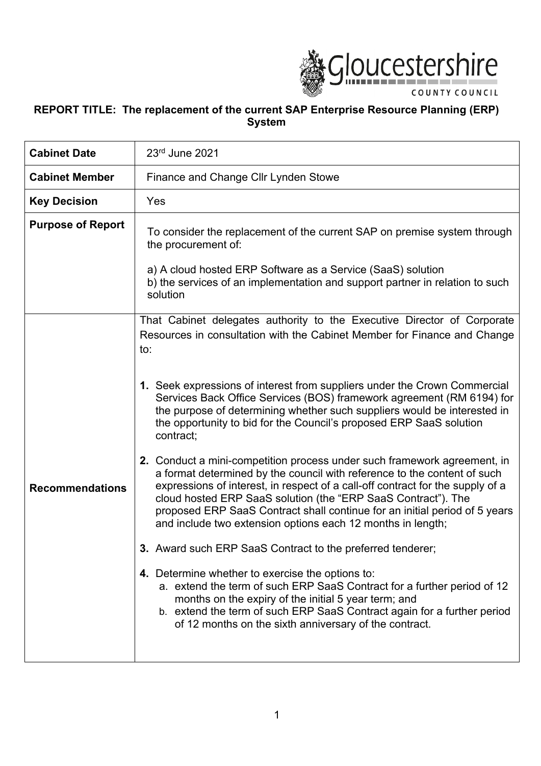**REPORT TITLE: The replacement of the current SAP Enterprise Resource Planning (ERP) System**

| | |
|---|---|
| **Cabinet Date** | 23rd June 2021 |
| **Cabinet Member** | Finance and Change Cllr Lynden Stowe |
| **Key Decision** | Yes |
| **Purpose of Report** | To consider the replacement of the current SAP on premise system through the procurement of:<br><br>a) A cloud hosted ERP Software as a Service (SaaS) solution<br>b) the services of an implementation and support partner in relation to such solution |
| **Recommendations** | That Cabinet delegates authority to the Executive Director of Corporate Resources in consultation with the Cabinet Member for Finance and Change to:<br><br>**1.** Seek expressions of interest from suppliers under the Crown Commercial Services Back Office Services (BOS) framework agreement (RM 6194) for the purpose of determining whether such suppliers would be interested in the opportunity to bid for the Council's proposed ERP SaaS solution contract;<br><br>**2.** Conduct a mini-competition process under such framework agreement, in a format determined by the council with reference to the content of such expressions of interest, in respect of a call-off contract for the supply of a cloud hosted ERP SaaS solution (the "ERP SaaS Contract"). The proposed ERP SaaS Contract shall continue for an initial period of 5 years and include two extension options each 12 months in length;<br><br>**3.** Award such ERP SaaS Contract to the preferred tenderer;<br><br>**4.** Determine whether to exercise the options to:<br>a. extend the term of such ERP SaaS Contract for a further period of 12 months on the expiry of the initial 5 year term; and<br>b. extend the term of such ERP SaaS Contract again for a further period of 12 months on the sixth anniversary of the contract. |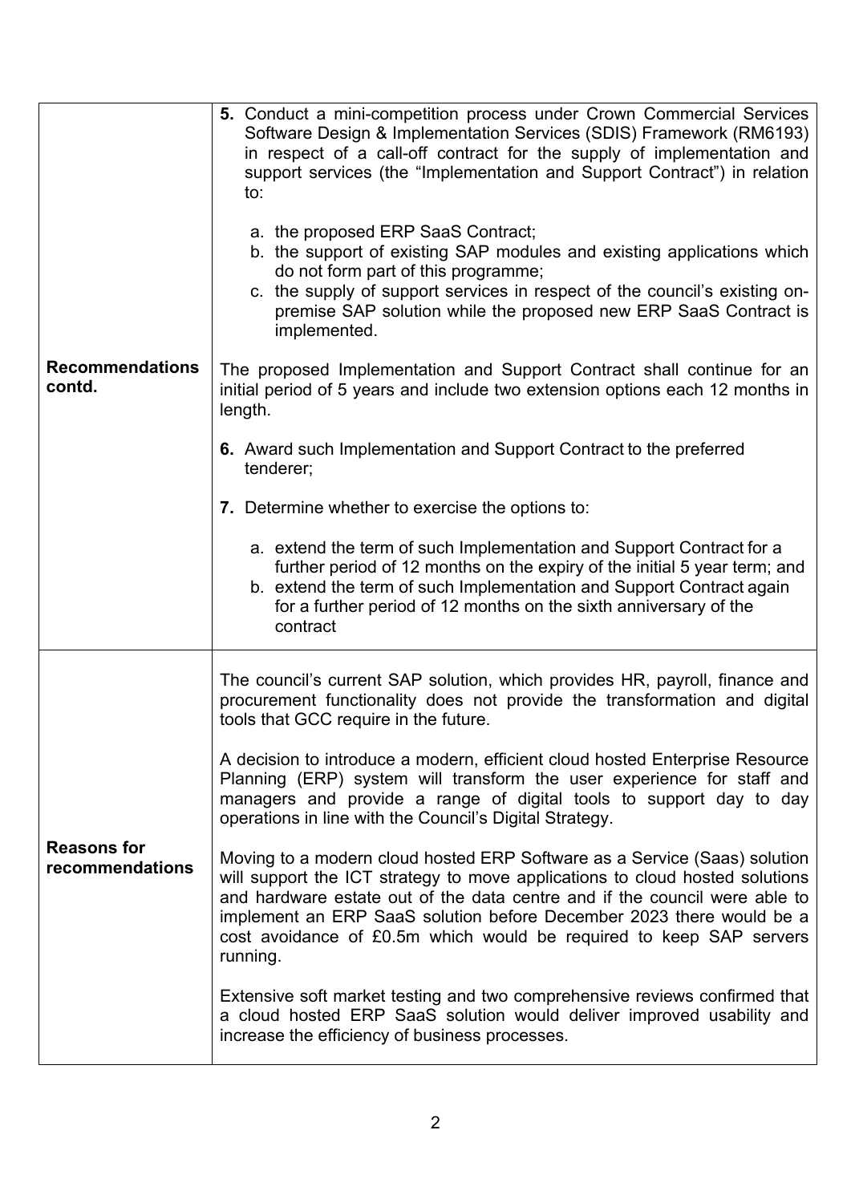| | |
|---|---|
| **Recommendations contd.** | **5.** Conduct a mini-competition process under Crown Commercial Services Software Design & Implementation Services (SDIS) Framework (RM6193) in respect of a call-off contract for the supply of implementation and support services (the "Implementation and Support Contract") in relation to:<br><br>a. the proposed ERP SaaS Contract;<br>b. the support of existing SAP modules and existing applications which do not form part of this programme;<br>c. the supply of support services in respect of the council's existing on-premise SAP solution while the proposed new ERP SaaS Contract is implemented.<br><br>The proposed Implementation and Support Contract shall continue for an initial period of 5 years and include two extension options each 12 months in length.<br><br>**6.** Award such Implementation and Support Contract to the preferred tenderer;<br><br>**7.** Determine whether to exercise the options to:<br><br>a. extend the term of such Implementation and Support Contract for a further period of 12 months on the expiry of the initial 5 year term; and<br>b. extend the term of such Implementation and Support Contract again for a further period of 12 months on the sixth anniversary of the contract |
| **Reasons for recommendations** | The council's current SAP solution, which provides HR, payroll, finance and procurement functionality does not provide the transformation and digital tools that GCC require in the future.<br><br>A decision to introduce a modern, efficient cloud hosted Enterprise Resource Planning (ERP) system will transform the user experience for staff and managers and provide a range of digital tools to support day to day operations in line with the Council's Digital Strategy.<br><br>Moving to a modern cloud hosted ERP Software as a Service (Saas) solution will support the ICT strategy to move applications to cloud hosted solutions and hardware estate out of the data centre and if the council were able to implement an ERP SaaS solution before December 2023 there would be a cost avoidance of £0.5m which would be required to keep SAP servers running.<br><br>Extensive soft market testing and two comprehensive reviews confirmed that a cloud hosted ERP SaaS solution would deliver improved usability and increase the efficiency of business processes. |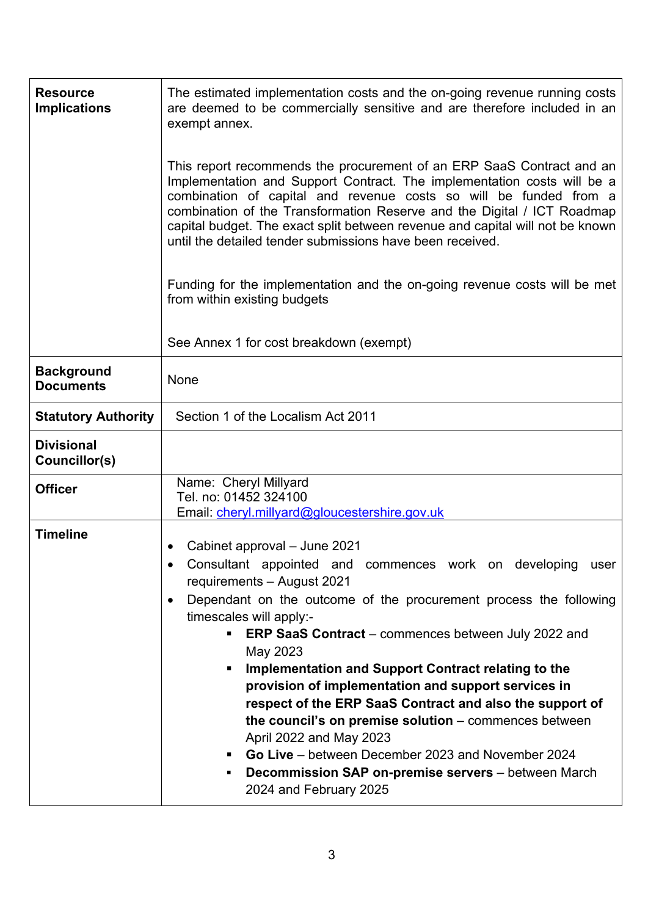| | |
|---|---|
| **Resource Implications** | The estimated implementation costs and the on-going revenue running costs are deemed to be commercially sensitive and are therefore included in an exempt annex.<br><br>This report recommends the procurement of an ERP SaaS Contract and an Implementation and Support Contract. The implementation costs will be a combination of capital and revenue costs so will be funded from a combination of the Transformation Reserve and the Digital / ICT Roadmap capital budget. The exact split between revenue and capital will not be known until the detailed tender submissions have been received.<br><br>Funding for the implementation and the on-going revenue costs will be met from within existing budgets<br><br>See Annex 1 for cost breakdown (exempt) |
| **Background Documents** | None |
| **Statutory Authority** | Section 1 of the Localism Act 2011 |
| **Divisional Councillor(s)** | |
| **Officer** | Name: Cheryl Millyard<br>Tel. no: 01452 324100<br>Email: cheryl.millyard@gloucestershire.gov.uk |
| **Timeline** | • Cabinet approval – June 2021<br>• Consultant appointed and commences work on developing user requirements – August 2021<br>• Dependant on the outcome of the procurement process the following timescales will apply:-<br>&nbsp;&nbsp;&nbsp;&nbsp;▪ **ERP SaaS Contract** – commences between July 2022 and May 2023<br>&nbsp;&nbsp;&nbsp;&nbsp;▪ **Implementation and Support Contract relating to the provision of implementation and support services in respect of the ERP SaaS Contract and also the support of the council's on premise solution** – commences between April 2022 and May 2023<br>&nbsp;&nbsp;&nbsp;&nbsp;▪ **Go Live** – between December 2023 and November 2024<br>&nbsp;&nbsp;&nbsp;&nbsp;▪ **Decommission SAP on-premise servers** – between March 2024 and February 2025 |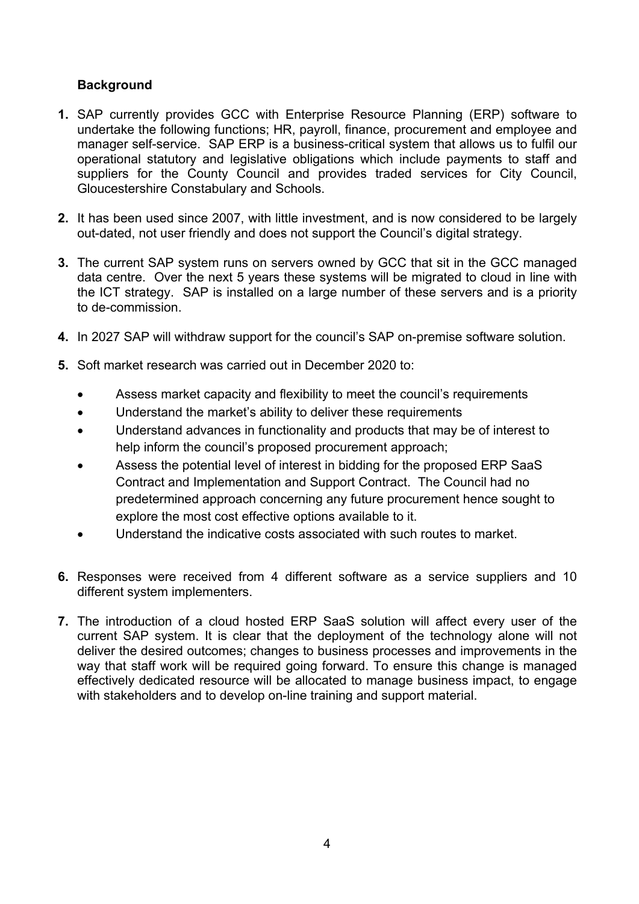**Background**

1. SAP currently provides GCC with Enterprise Resource Planning (ERP) software to undertake the following functions; HR, payroll, finance, procurement and employee and manager self-service. SAP ERP is a business-critical system that allows us to fulfil our operational statutory and legislative obligations which include payments to staff and suppliers for the County Council and provides traded services for City Council, Gloucestershire Constabulary and Schools.

2. It has been used since 2007, with little investment, and is now considered to be largely out-dated, not user friendly and does not support the Council's digital strategy.

3. The current SAP system runs on servers owned by GCC that sit in the GCC managed data centre. Over the next 5 years these systems will be migrated to cloud in line with the ICT strategy. SAP is installed on a large number of these servers and is a priority to de-commission.

4. In 2027 SAP will withdraw support for the council's SAP on-premise software solution.

5. Soft market research was carried out in December 2020 to:

    - Assess market capacity and flexibility to meet the council's requirements
    - Understand the market's ability to deliver these requirements
    - Understand advances in functionality and products that may be of interest to help inform the council's proposed procurement approach;
    - Assess the potential level of interest in bidding for the proposed ERP SaaS Contract and Implementation and Support Contract. The Council had no predetermined approach concerning any future procurement hence sought to explore the most cost effective options available to it.
    - Understand the indicative costs associated with such routes to market.

6. Responses were received from 4 different software as a service suppliers and 10 different system implementers.

7. The introduction of a cloud hosted ERP SaaS solution will affect every user of the current SAP system. It is clear that the deployment of the technology alone will not deliver the desired outcomes; changes to business processes and improvements in the way that staff work will be required going forward. To ensure this change is managed effectively dedicated resource will be allocated to manage business impact, to engage with stakeholders and to develop on-line training and support material.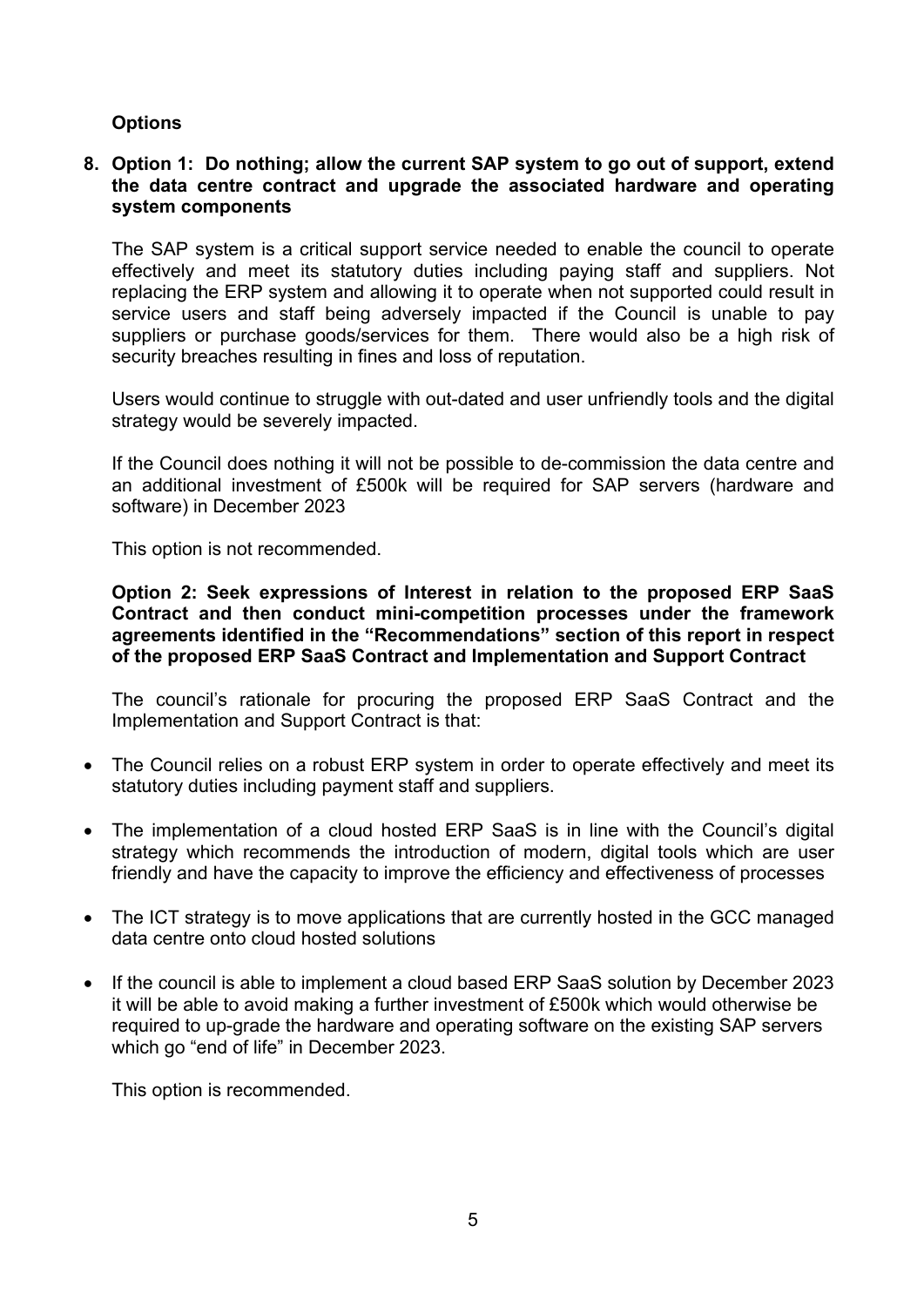**Options**

**8. Option 1: Do nothing; allow the current SAP system to go out of support, extend the data centre contract and upgrade the associated hardware and operating system components**

The SAP system is a critical support service needed to enable the council to operate effectively and meet its statutory duties including paying staff and suppliers. Not replacing the ERP system and allowing it to operate when not supported could result in service users and staff being adversely impacted if the Council is unable to pay suppliers or purchase goods/services for them. There would also be a high risk of security breaches resulting in fines and loss of reputation.

Users would continue to struggle with out-dated and user unfriendly tools and the digital strategy would be severely impacted.

If the Council does nothing it will not be possible to de-commission the data centre and an additional investment of £500k will be required for SAP servers (hardware and software) in December 2023

This option is not recommended.

**Option 2: Seek expressions of Interest in relation to the proposed ERP SaaS Contract and then conduct mini-competition processes under the framework agreements identified in the "Recommendations" section of this report in respect of the proposed ERP SaaS Contract and Implementation and Support Contract**

The council's rationale for procuring the proposed ERP SaaS Contract and the Implementation and Support Contract is that:

- The Council relies on a robust ERP system in order to operate effectively and meet its statutory duties including payment staff and suppliers.
- The implementation of a cloud hosted ERP SaaS is in line with the Council's digital strategy which recommends the introduction of modern, digital tools which are user friendly and have the capacity to improve the efficiency and effectiveness of processes
- The ICT strategy is to move applications that are currently hosted in the GCC managed data centre onto cloud hosted solutions
- If the council is able to implement a cloud based ERP SaaS solution by December 2023 it will be able to avoid making a further investment of £500k which would otherwise be required to up-grade the hardware and operating software on the existing SAP servers which go "end of life" in December 2023.

This option is recommended.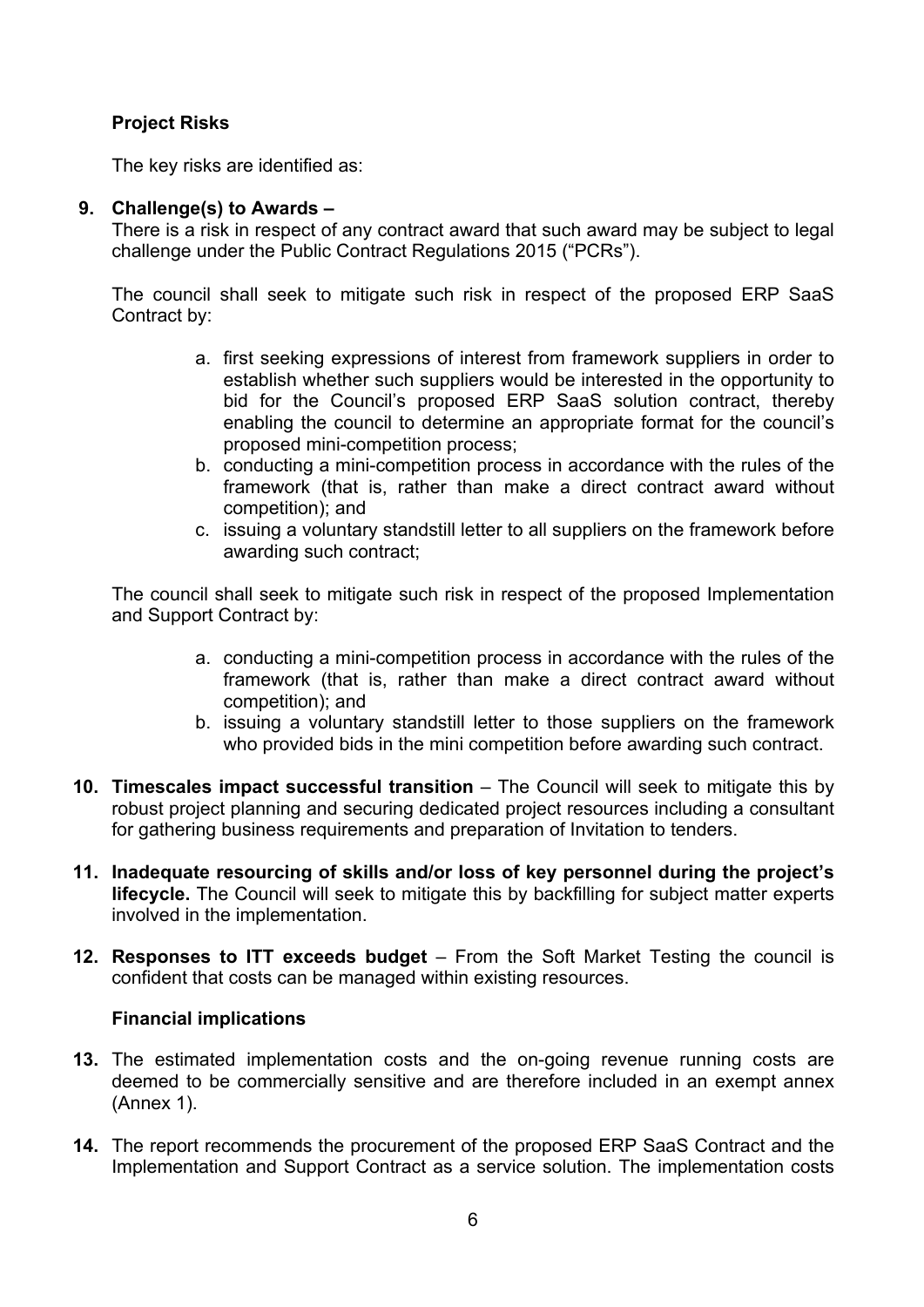**Project Risks**

The key risks are identified as:

**9. Challenge(s) to Awards –**
There is a risk in respect of any contract award that such award may be subject to legal challenge under the Public Contract Regulations 2015 ("PCRs").

The council shall seek to mitigate such risk in respect of the proposed ERP SaaS Contract by:

a. first seeking expressions of interest from framework suppliers in order to establish whether such suppliers would be interested in the opportunity to bid for the Council's proposed ERP SaaS solution contract, thereby enabling the council to determine an appropriate format for the council's proposed mini-competition process;
b. conducting a mini-competition process in accordance with the rules of the framework (that is, rather than make a direct contract award without competition); and
c. issuing a voluntary standstill letter to all suppliers on the framework before awarding such contract;

The council shall seek to mitigate such risk in respect of the proposed Implementation and Support Contract by:

a. conducting a mini-competition process in accordance with the rules of the framework (that is, rather than make a direct contract award without competition); and
b. issuing a voluntary standstill letter to those suppliers on the framework who provided bids in the mini competition before awarding such contract.

**10. Timescales impact successful transition** – The Council will seek to mitigate this by robust project planning and securing dedicated project resources including a consultant for gathering business requirements and preparation of Invitation to tenders.

**11. Inadequate resourcing of skills and/or loss of key personnel during the project's lifecycle.** The Council will seek to mitigate this by backfilling for subject matter experts involved in the implementation.

**12. Responses to ITT exceeds budget** – From the Soft Market Testing the council is confident that costs can be managed within existing resources.

**Financial implications**

**13.** The estimated implementation costs and the on-going revenue running costs are deemed to be commercially sensitive and are therefore included in an exempt annex (Annex 1).

**14.** The report recommends the procurement of the proposed ERP SaaS Contract and the Implementation and Support Contract as a service solution. The implementation costs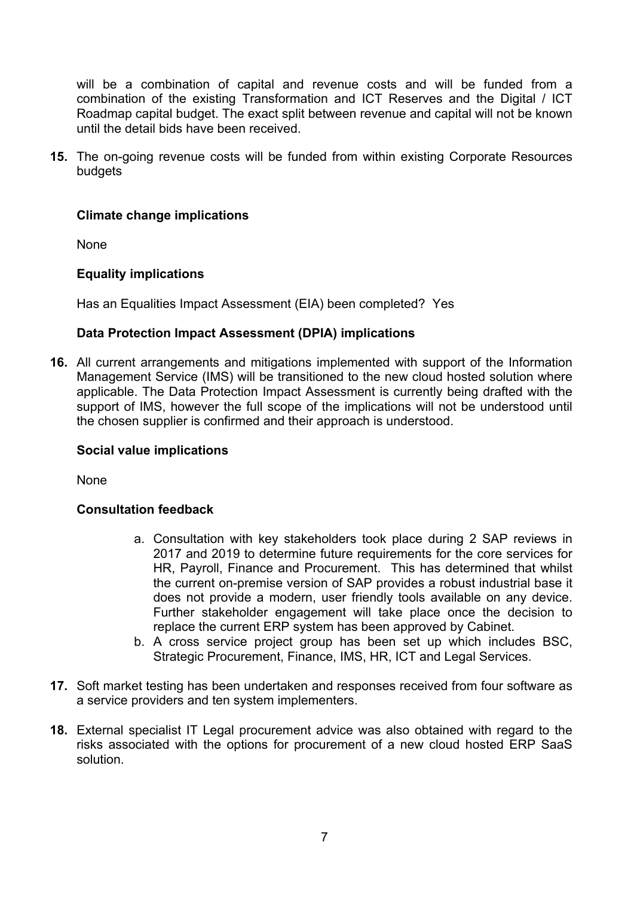will be a combination of capital and revenue costs and will be funded from a combination of the existing Transformation and ICT Reserves and the Digital / ICT Roadmap capital budget. The exact split between revenue and capital will not be known until the detail bids have been received.

**15.** The on-going revenue costs will be funded from within existing Corporate Resources budgets

**Climate change implications**

None

**Equality implications**

Has an Equalities Impact Assessment (EIA) been completed? Yes

**Data Protection Impact Assessment (DPIA) implications**

**16.** All current arrangements and mitigations implemented with support of the Information Management Service (IMS) will be transitioned to the new cloud hosted solution where applicable. The Data Protection Impact Assessment is currently being drafted with the support of IMS, however the full scope of the implications will not be understood until the chosen supplier is confirmed and their approach is understood.

**Social value implications**

None

**Consultation feedback**

a. Consultation with key stakeholders took place during 2 SAP reviews in 2017 and 2019 to determine future requirements for the core services for HR, Payroll, Finance and Procurement. This has determined that whilst the current on-premise version of SAP provides a robust industrial base it does not provide a modern, user friendly tools available on any device. Further stakeholder engagement will take place once the decision to replace the current ERP system has been approved by Cabinet.
b. A cross service project group has been set up which includes BSC, Strategic Procurement, Finance, IMS, HR, ICT and Legal Services.

**17.** Soft market testing has been undertaken and responses received from four software as a service providers and ten system implementers.

**18.** External specialist IT Legal procurement advice was also obtained with regard to the risks associated with the options for procurement of a new cloud hosted ERP SaaS solution.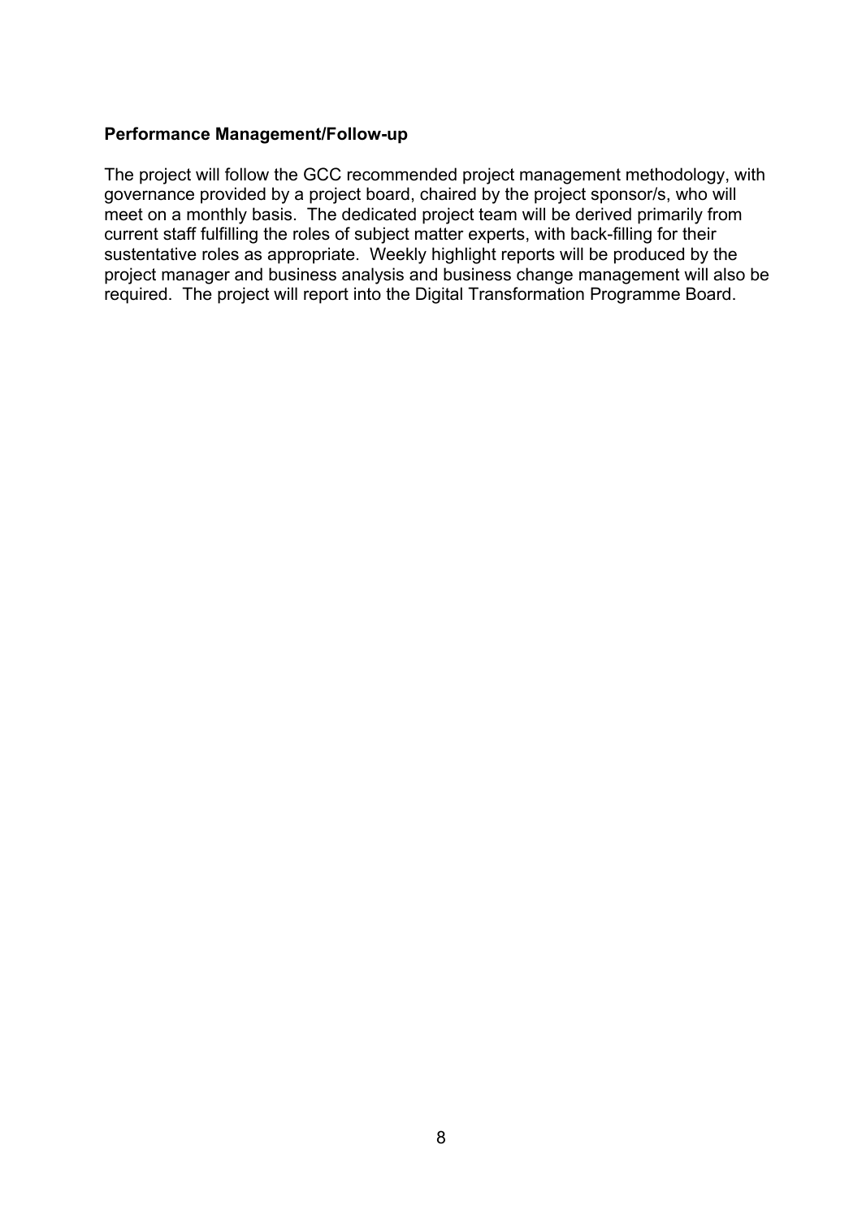**Performance Management/Follow-up**

The project will follow the GCC recommended project management methodology, with governance provided by a project board, chaired by the project sponsor/s, who will meet on a monthly basis. The dedicated project team will be derived primarily from current staff fulfilling the roles of subject matter experts, with back-filling for their sustentative roles as appropriate. Weekly highlight reports will be produced by the project manager and business analysis and business change management will also be required. The project will report into the Digital Transformation Programme Board.